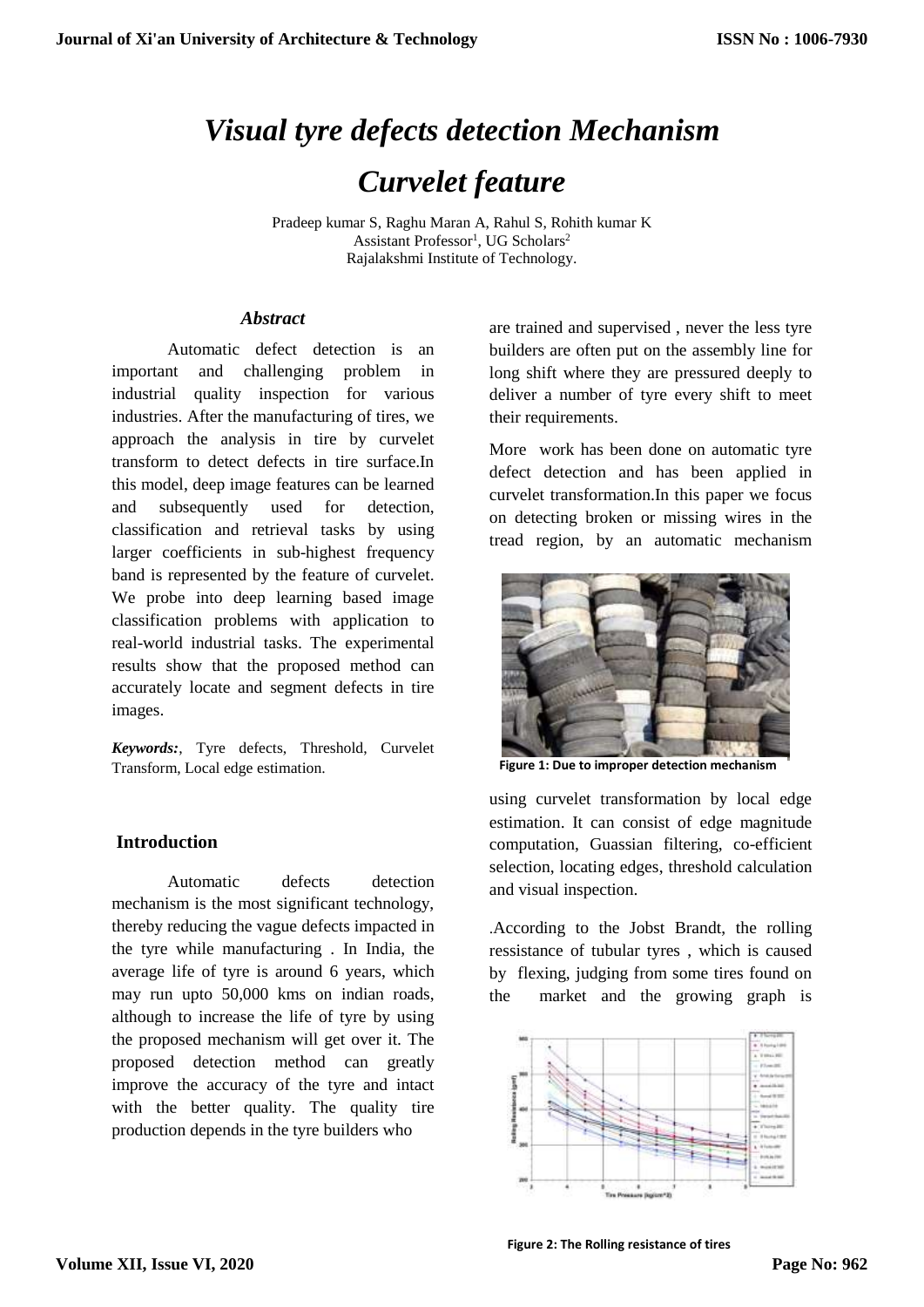# *Visual tyre defects detection Mechanism Curvelet feature*

Pradeep kumar S, Raghu Maran A, Rahul S, Rohith kumar K
Assistant Professor[1], UG Scholars[2]
Rajalakshmi Institute of Technology.

### *Abstract*

Automatic defect detection is an important and challenging problem in industrial quality inspection for various industries. After the manufacturing of tires, we approach the analysis in tire by curvelet transform to detect defects in tire surface.In this model, deep image features can be learned and subsequently used for detection, classification and retrieval tasks by using larger coefficients in sub-highest frequency band is represented by the feature of curvelet. We probe into deep learning based image classification problems with application to real-world industrial tasks. The experimental results show that the proposed method can accurately locate and segment defects in tire images.

***Keywords:***, Tyre defects, Threshold, Curvelet Transform, Local edge estimation.

## Introduction

Automatic defects detection mechanism is the most significant technology, thereby reducing the vague defects impacted in the tyre while manufacturing . In India, the average life of tyre is around 6 years, which may run upto 50,000 kms on indian roads, although to increase the life of tyre by using the proposed mechanism will get over it. The proposed detection method can greatly improve the accuracy of the tyre and intact with the better quality. The quality tire production depends in the tyre builders who are trained and supervised , never the less tyre builders are often put on the assembly line for long shift where they are pressured deeply to deliver a number of tyre every shift to meet their requirements.

More work has been done on automatic tyre defect detection and has been applied in curvelet transformation.In this paper we focus on detecting broken or missing wires in the tread region, by an automatic mechanism using curvelet transformation by local edge estimation. It can consist of edge magnitude computation, Guassian filtering, co-efficient selection, locating edges, threshold calculation and visual inspection.

**Figure 1: Due to improper detection mechanism**

.According to the Jobst Brandt, the rolling ressistance of tubular tyres , which is caused by flexing, judging from some tires found on the market and the growing graph is

**Figure 2: The Rolling resistance of tires**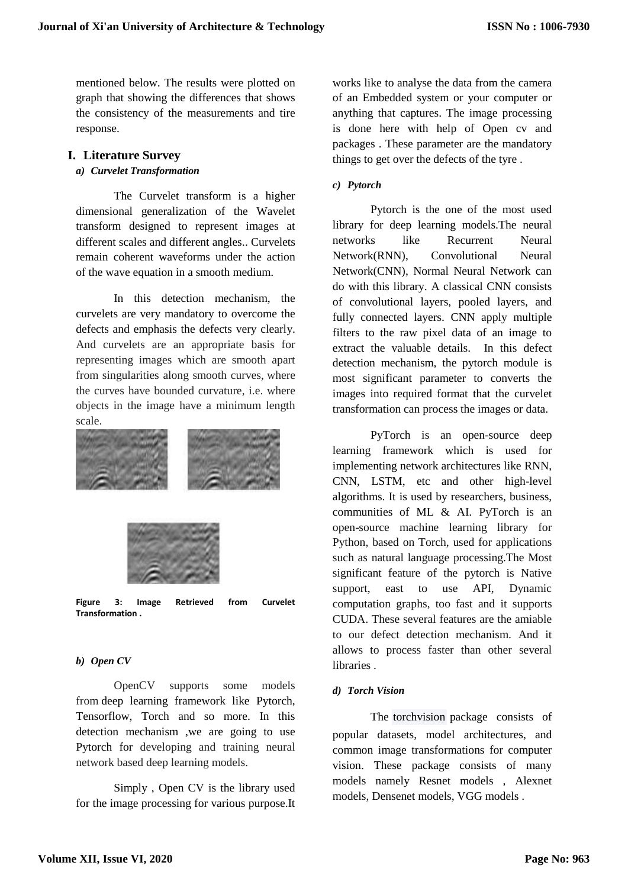mentioned below. The results were plotted on graph that showing the differences that shows the consistency of the measurements and tire response.

# I. Literature Survey

### *a) Curvelet Transformation*

The Curvelet transform is a higher dimensional generalization of the Wavelet transform designed to represent images at different scales and different angles.. Curvelets remain coherent waveforms under the action of the wave equation in a smooth medium.

In this detection mechanism, the curvelets are very mandatory to overcome the defects and emphasis the defects very clearly. And curvelets are an appropriate basis for representing images which are smooth apart from singularities along smooth curves, where the curves have bounded curvature, i.e. where objects in the image have a minimum length scale.

**Figure 3: Image Retrieved from Curvelet Transformation .**

### *b) Open CV*

OpenCV supports some models from deep learning framework like Pytorch, Tensorflow, Torch and so more. In this detection mechanism ,we are going to use Pytorch for developing and training neural network based deep learning models.

Simply , Open CV is the library used for the image processing for various purpose.It works like to analyse the data from the camera of an Embedded system or your computer or anything that captures. The image processing is done here with help of Open cv and packages . These parameter are the mandatory things to get over the defects of the tyre .

### *c) Pytorch*

Pytorch is the one of the most used library for deep learning models.The neural networks like Recurrent Neural Network(RNN), Convolutional Neural Network(CNN), Normal Neural Network can do with this library. A classical CNN consists of convolutional layers, pooled layers, and fully connected layers. CNN apply multiple filters to the raw pixel data of an image to extract the valuable details. In this defect detection mechanism, the pytorch module is most significant parameter to converts the images into required format that the curvelet transformation can process the images or data.

PyTorch is an open-source deep learning framework which is used for implementing network architectures like RNN, CNN, LSTM, etc and other high-level algorithms. It is used by researchers, business, communities of ML & AI. PyTorch is an open-source machine learning library for Python, based on Torch, used for applications such as natural language processing.The Most significant feature of the pytorch is Native support, east to use API, Dynamic computation graphs, too fast and it supports CUDA. These several features are the amiable to our defect detection mechanism. And it allows to process faster than other several libraries .

### *d) Torch Vision*

The torchvision package consists of popular datasets, model architectures, and common image transformations for computer vision. These package consists of many models namely Resnet models , Alexnet models, Densenet models, VGG models .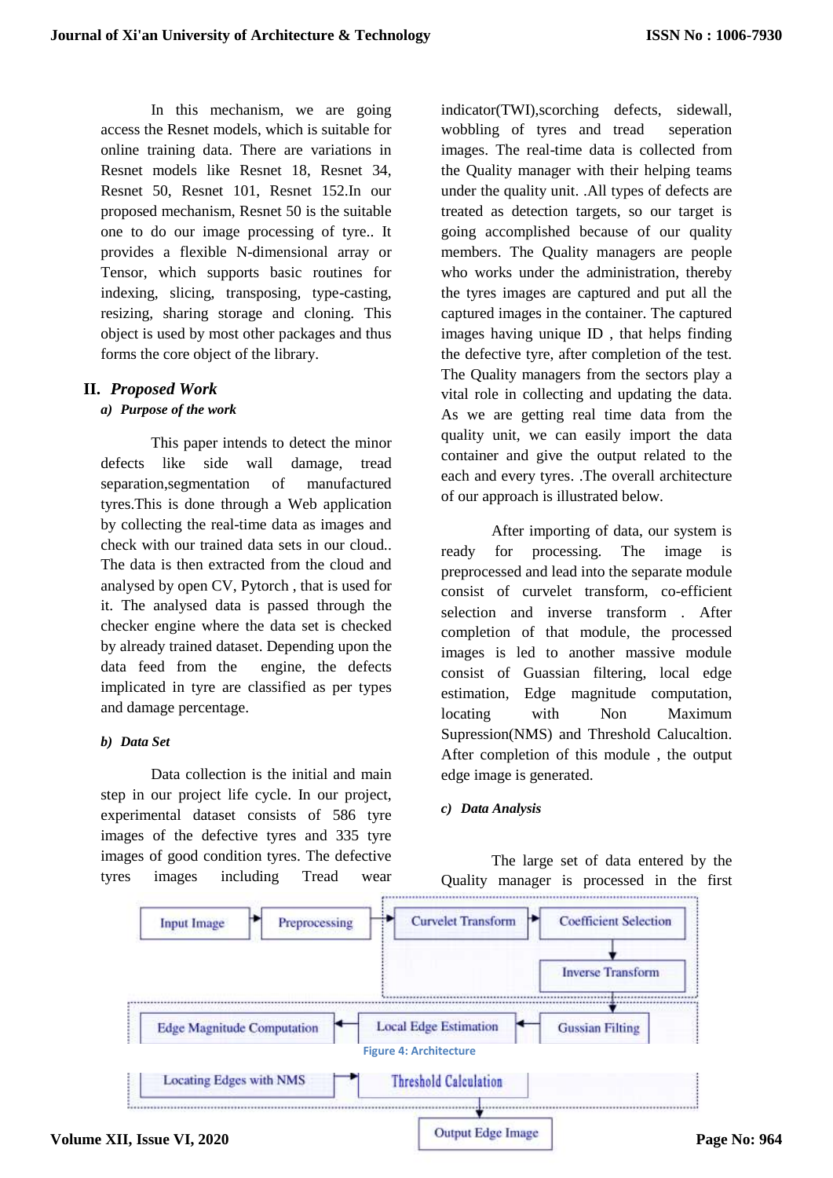In this mechanism, we are going access the Resnet models, which is suitable for online training data. There are variations in Resnet models like Resnet 18, Resnet 34, Resnet 50, Resnet 101, Resnet 152.In our proposed mechanism, Resnet 50 is the suitable one to do our image processing of tyre.. It provides a flexible N-dimensional array or Tensor, which supports basic routines for indexing, slicing, transposing, type-casting, resizing, sharing storage and cloning. This object is used by most other packages and thus forms the core object of the library.

## II. *Proposed Work*

### *a) Purpose of the work*

This paper intends to detect the minor defects like side wall damage, tread separation,segmentation of manufactured tyres.This is done through a Web application by collecting the real-time data as images and check with our trained data sets in our cloud.. The data is then extracted from the cloud and analysed by open CV, Pytorch , that is used for it. The analysed data is passed through the checker engine where the data set is checked by already trained dataset. Depending upon the data feed from the engine, the defects implicated in tyre are classified as per types and damage percentage.

### *b) Data Set*

Data collection is the initial and main step in our project life cycle. In our project, experimental dataset consists of 586 tyre images of the defective tyres and 335 tyre images of good condition tyres. The defective tyres images including Tread wear indicator(TWI),scorching defects, sidewall, wobbling of tyres and tread seperation images. The real-time data is collected from the Quality manager with their helping teams under the quality unit. .All types of defects are treated as detection targets, so our target is going accomplished because of our quality members. The Quality managers are people who works under the administration, thereby the tyres images are captured and put all the captured images in the container. The captured images having unique ID , that helps finding the defective tyre, after completion of the test. The Quality managers from the sectors play a vital role in collecting and updating the data. As we are getting real time data from the quality unit, we can easily import the data container and give the output related to the each and every tyres. .The overall architecture of our approach is illustrated below.

After importing of data, our system is ready for processing. The image is preprocessed and lead into the separate module consist of curvelet transform, co-efficient selection and inverse transform . After completion of that module, the processed images is led to another massive module consist of Guassian filtering, local edge estimation, Edge magnitude computation, locating with Non Maximum Supression(NMS) and Threshold Calucaltion. After completion of this module , the output edge image is generated.

### *c) Data Analysis*

The large set of data entered by the Quality manager is processed in the first

Input Image → Preprocessing → Curvelet Transform → Coefficient Selection → Inverse Transform → Gussian Filting → Local Edge Estimation → Edge Magnitude Computation → Locating Edges with NMS → Threshold Calculation → Output Edge Image

Figure 4: Architecture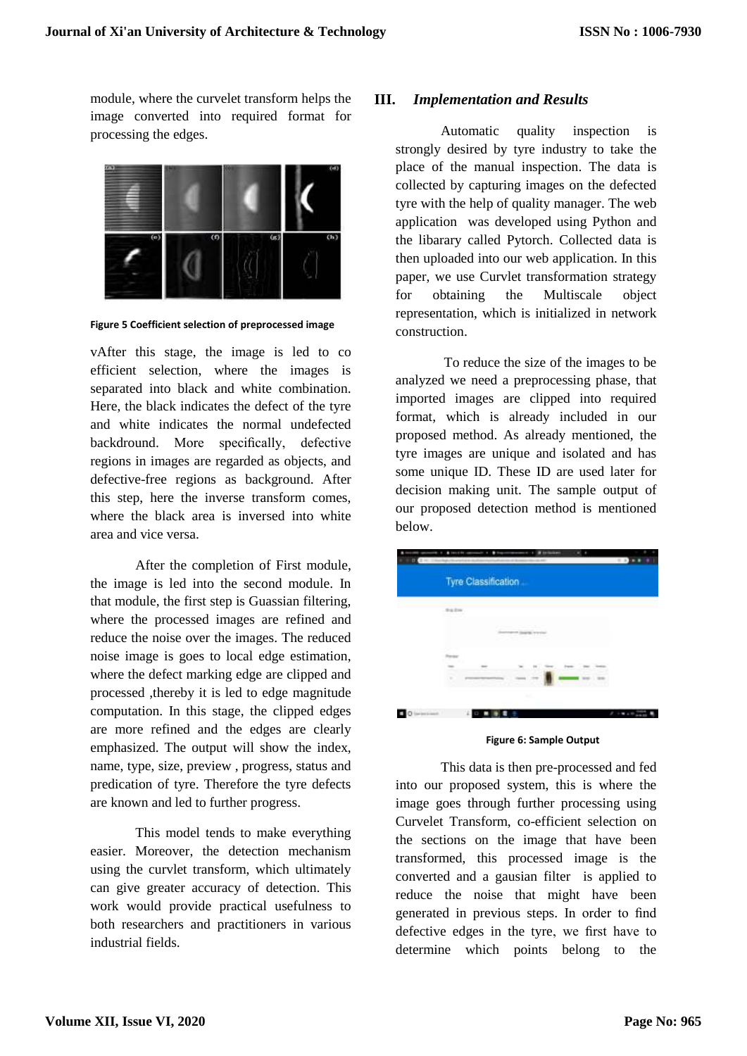module, where the curvelet transform helps the image converted into required format for processing the edges.

Figure 5 Coefficient selection of preprocessed image

vAfter this stage, the image is led to co efficient selection, where the images is separated into black and white combination. Here, the black indicates the defect of the tyre and white indicates the normal undefected backdround. More specifically, defective regions in images are regarded as objects, and defective-free regions as background. After this step, here the inverse transform comes, where the black area is inversed into white area and vice versa.

After the completion of First module, the image is led into the second module. In that module, the first step is Guassian filtering, where the processed images are refined and reduce the noise over the images. The reduced noise image is goes to local edge estimation, where the defect marking edge are clipped and processed ,thereby it is led to edge magnitude computation. In this stage, the clipped edges are more refined and the edges are clearly emphasized. The output will show the index, name, type, size, preview , progress, status and predication of tyre. Therefore the tyre defects are known and led to further progress.

This model tends to make everything easier. Moreover, the detection mechanism using the curvlet transform, which ultimately can give greater accuracy of detection. This work would provide practical usefulness to both researchers and practitioners in various industrial fields.

## III. *Implementation and Results*

Automatic quality inspection is strongly desired by tyre industry to take the place of the manual inspection. The data is collected by capturing images on the defected tyre with the help of quality manager. The web application was developed using Python and the libarary called Pytorch. Collected data is then uploaded into our web application. In this paper, we use Curvlet transformation strategy for obtaining the Multiscale object representation, which is initialized in network construction.

To reduce the size of the images to be analyzed we need a preprocessing phase, that imported images are clipped into required format, which is already included in our proposed method. As already mentioned, the tyre images are unique and isolated and has some unique ID. These ID are used later for decision making unit. The sample output of our proposed detection method is mentioned below.

Figure 6: Sample Output

This data is then pre-processed and fed into our proposed system, this is where the image goes through further processing using Curvelet Transform, co-efficient selection on the sections on the image that have been transformed, this processed image is the converted and a gausian filter is applied to reduce the noise that might have been generated in previous steps. In order to find defective edges in the tyre, we first have to determine which points belong to the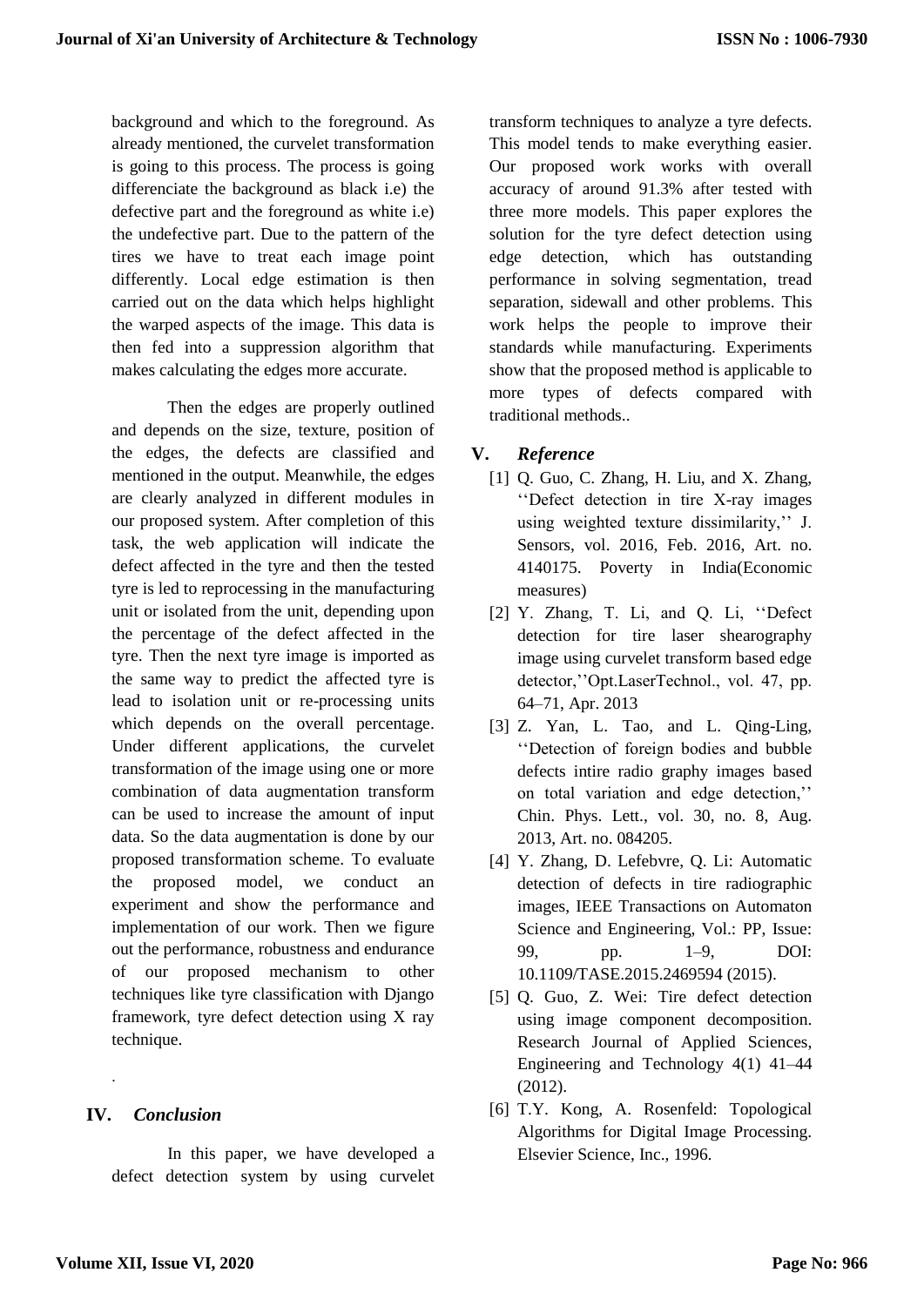background and which to the foreground. As already mentioned, the curvelet transformation is going to this process. The process is going differenciate the background as black i.e) the defective part and the foreground as white i.e) the undefective part. Due to the pattern of the tires we have to treat each image point differently. Local edge estimation is then carried out on the data which helps highlight the warped aspects of the image. This data is then fed into a suppression algorithm that makes calculating the edges more accurate.

Then the edges are properly outlined and depends on the size, texture, position of the edges, the defects are classified and mentioned in the output. Meanwhile, the edges are clearly analyzed in different modules in our proposed system. After completion of this task, the web application will indicate the defect affected in the tyre and then the tested tyre is led to reprocessing in the manufacturing unit or isolated from the unit, depending upon the percentage of the defect affected in the tyre. Then the next tyre image is imported as the same way to predict the affected tyre is lead to isolation unit or re-processing units which depends on the overall percentage. Under different applications, the curvelet transformation of the image using one or more combination of data augmentation transform can be used to increase the amount of input data. So the data augmentation is done by our proposed transformation scheme. To evaluate the proposed model, we conduct an experiment and show the performance and implementation of our work. Then we figure out the performance, robustness and endurance of our proposed mechanism to other techniques like tyre classification with Django framework, tyre defect detection using X ray technique.

.

## IV. *Conclusion*

In this paper, we have developed a defect detection system by using curvelet transform techniques to analyze a tyre defects. This model tends to make everything easier. Our proposed work works with overall accuracy of around 91.3% after tested with three more models. This paper explores the solution for the tyre defect detection using edge detection, which has outstanding performance in solving segmentation, tread separation, sidewall and other problems. This work helps the people to improve their standards while manufacturing. Experiments show that the proposed method is applicable to more types of defects compared with traditional methods..

## V. *Reference*

[1] Q. Guo, C. Zhang, H. Liu, and X. Zhang, ''Defect detection in tire X-ray images using weighted texture dissimilarity,'' J. Sensors, vol. 2016, Feb. 2016, Art. no. 4140175. Poverty in India(Economic measures)

[2] Y. Zhang, T. Li, and Q. Li, ''Defect detection for tire laser shearography image using curvelet transform based edge detector,''Opt.LaserTechnol., vol. 47, pp. 64–71, Apr. 2013

[3] Z. Yan, L. Tao, and L. Qing-Ling, ''Detection of foreign bodies and bubble defects intire radio graphy images based on total variation and edge detection,'' Chin. Phys. Lett., vol. 30, no. 8, Aug. 2013, Art. no. 084205.

[4] Y. Zhang, D. Lefebvre, Q. Li: Automatic detection of defects in tire radiographic images, IEEE Transactions on Automaton Science and Engineering, Vol.: PP, Issue: 99, pp. 1–9, DOI: 10.1109/TASE.2015.2469594 (2015).

[5] Q. Guo, Z. Wei: Tire defect detection using image component decomposition. Research Journal of Applied Sciences, Engineering and Technology 4(1) 41–44 (2012).

[6] T.Y. Kong, A. Rosenfeld: Topological Algorithms for Digital Image Processing. Elsevier Science, Inc., 1996.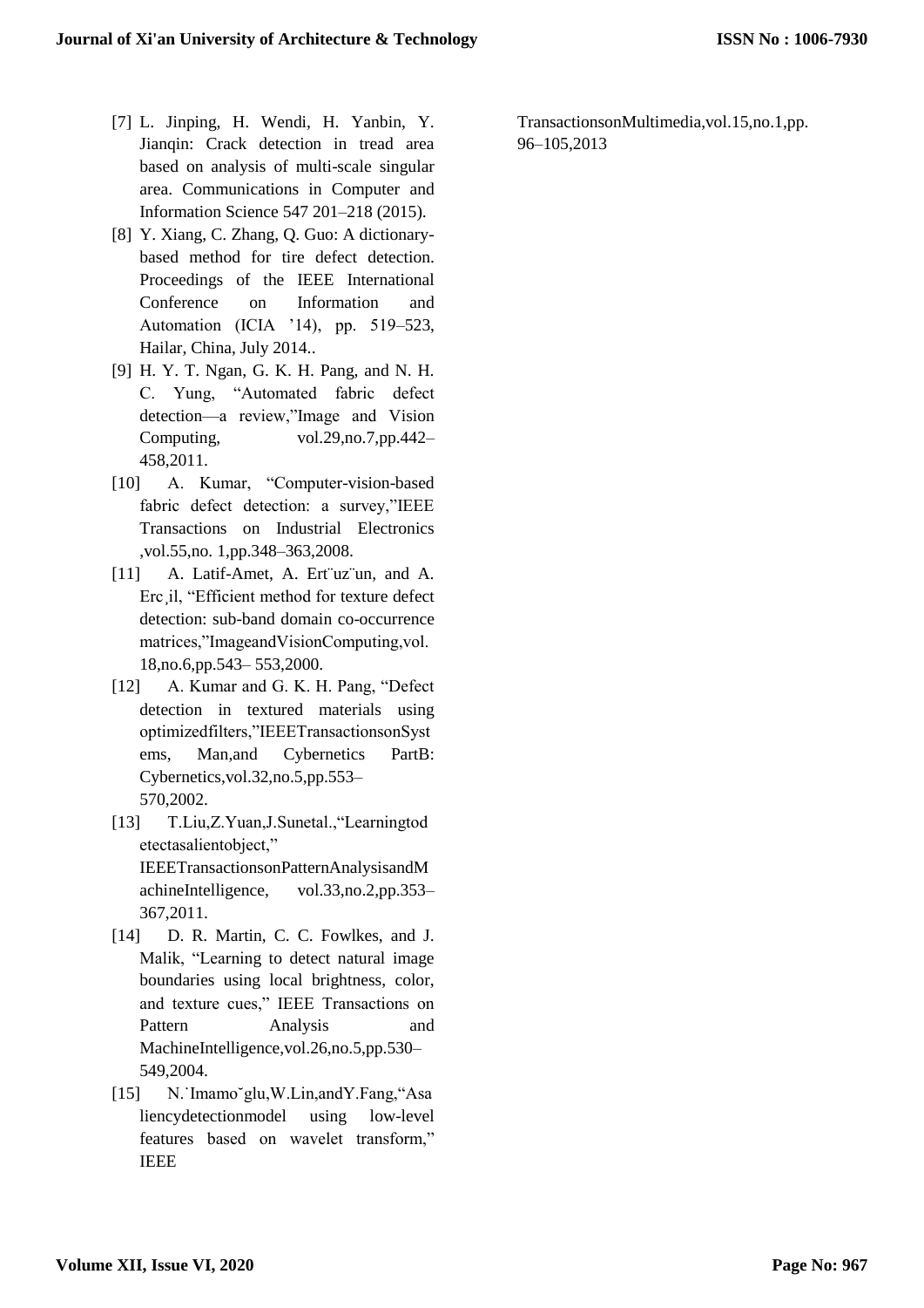[7] L. Jinping, H. Wendi, H. Yanbin, Y. Jianqin: Crack detection in tread area based on analysis of multi-scale singular area. Communications in Computer and Information Science 547 201–218 (2015).

[8] Y. Xiang, C. Zhang, Q. Guo: A dictionary-based method for tire defect detection. Proceedings of the IEEE International Conference on Information and Automation (ICIA '14), pp. 519–523, Hailar, China, July 2014..

[9] H. Y. T. Ngan, G. K. H. Pang, and N. H. C. Yung, "Automated fabric defect detection—a review,"Image and Vision Computing, vol.29,no.7,pp.442–458,2011.

[10] A. Kumar, "Computer-vision-based fabric defect detection: a survey,"IEEE Transactions on Industrial Electronics ,vol.55,no. 1,pp.348–363,2008.

[11] A. Latif-Amet, A. Ert¨uz¨un, and A. Erc¸il, "Efficient method for texture defect detection: sub-band domain co-occurrence matrices,"ImageandVisionComputing,vol. 18,no.6,pp.543– 553,2000.

[12] A. Kumar and G. K. H. Pang, "Defect detection in textured materials using optimizedfilters,"IEEETransactionsonSystems, Man,and Cybernetics PartB: Cybernetics,vol.32,no.5,pp.553–570,2002.

[13] T.Liu,Z.Yuan,J.Sunetal.,"Learningtodetectasalientobject," IEEETransactionsonPatternAnalysisandMachineIntelligence, vol.33,no.2,pp.353–367,2011.

[14] D. R. Martin, C. C. Fowlkes, and J. Malik, "Learning to detect natural image boundaries using local brightness, color, and texture cues," IEEE Transactions on Pattern Analysis and MachineIntelligence,vol.26,no.5,pp.530–549,2004.

[15] N.˙Imamo˘glu,W.Lin,andY.Fang,"Asaliencydetectionmodel using low-level features based on wavelet transform," IEEE TransactionsonMultimedia,vol.15,no.1,pp. 96–105,2013